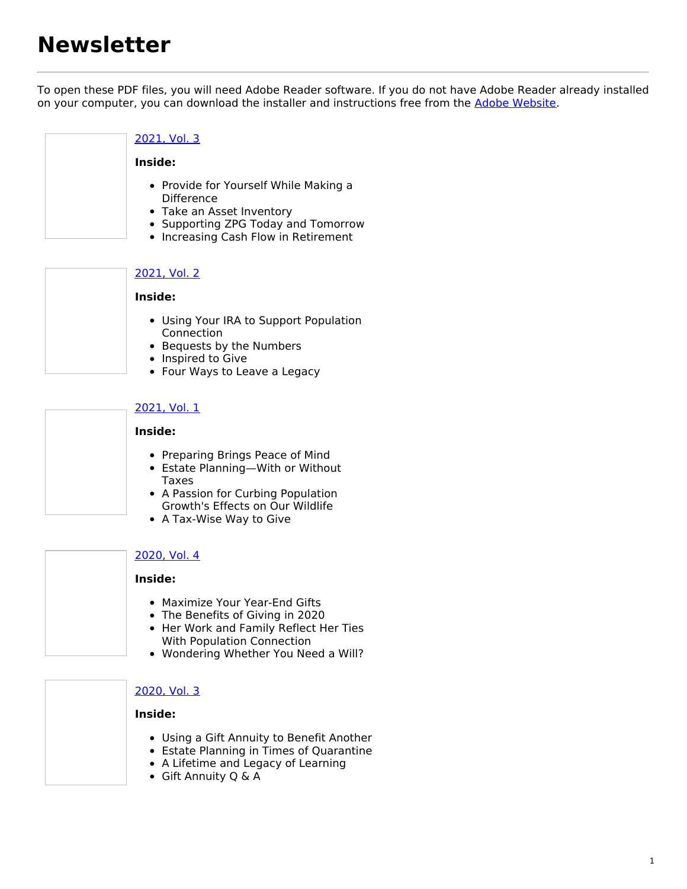# Newsletter

To open these PDF files, you will need Adobe Reader software. If you do not have Adobe Reader already installed on your computer, you can download the installer and instructions free from the Adobe Website.

2021, Vol. 3

**Inside:**

- Provide for Yourself While Making a Difference
- Take an Asset Inventory
- Supporting ZPG Today and Tomorrow
- Increasing Cash Flow in Retirement

2021, Vol. 2

**Inside:**

- Using Your IRA to Support Population Connection
- Bequests by the Numbers
- Inspired to Give
- Four Ways to Leave a Legacy

2021, Vol. 1

**Inside:**

- Preparing Brings Peace of Mind
- Estate Planning—With or Without Taxes
- A Passion for Curbing Population Growth's Effects on Our Wildlife
- A Tax-Wise Way to Give

2020, Vol. 4

**Inside:**

- Maximize Your Year-End Gifts
- The Benefits of Giving in 2020
- Her Work and Family Reflect Her Ties With Population Connection
- Wondering Whether You Need a Will?

2020, Vol. 3

**Inside:**

- Using a Gift Annuity to Benefit Another
- Estate Planning in Times of Quarantine
- A Lifetime and Legacy of Learning
- Gift Annuity Q & A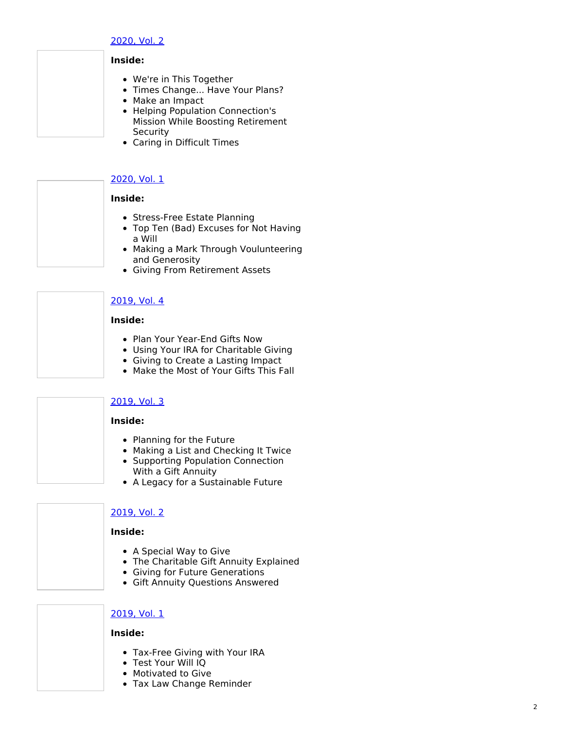[2020, Vol. 2]

**Inside:**

- We're in This Together
- Times Change... Have Your Plans?
- Make an Impact
- Helping Population Connection's Mission While Boosting Retirement Security
- Caring in Difficult Times

[2020, Vol. 1]

**Inside:**

- Stress-Free Estate Planning
- Top Ten (Bad) Excuses for Not Having a Will
- Making a Mark Through Voulunteering and Generosity
- Giving From Retirement Assets

[2019, Vol. 4]

**Inside:**

- Plan Your Year-End Gifts Now
- Using Your IRA for Charitable Giving
- Giving to Create a Lasting Impact
- Make the Most of Your Gifts This Fall

[2019, Vol. 3]

**Inside:**

- Planning for the Future
- Making a List and Checking It Twice
- Supporting Population Connection With a Gift Annuity
- A Legacy for a Sustainable Future

[2019, Vol. 2]

**Inside:**

- A Special Way to Give
- The Charitable Gift Annuity Explained
- Giving for Future Generations
- Gift Annuity Questions Answered

[2019, Vol. 1]

**Inside:**

- Tax-Free Giving with Your IRA
- Test Your Will IQ
- Motivated to Give
- Tax Law Change Reminder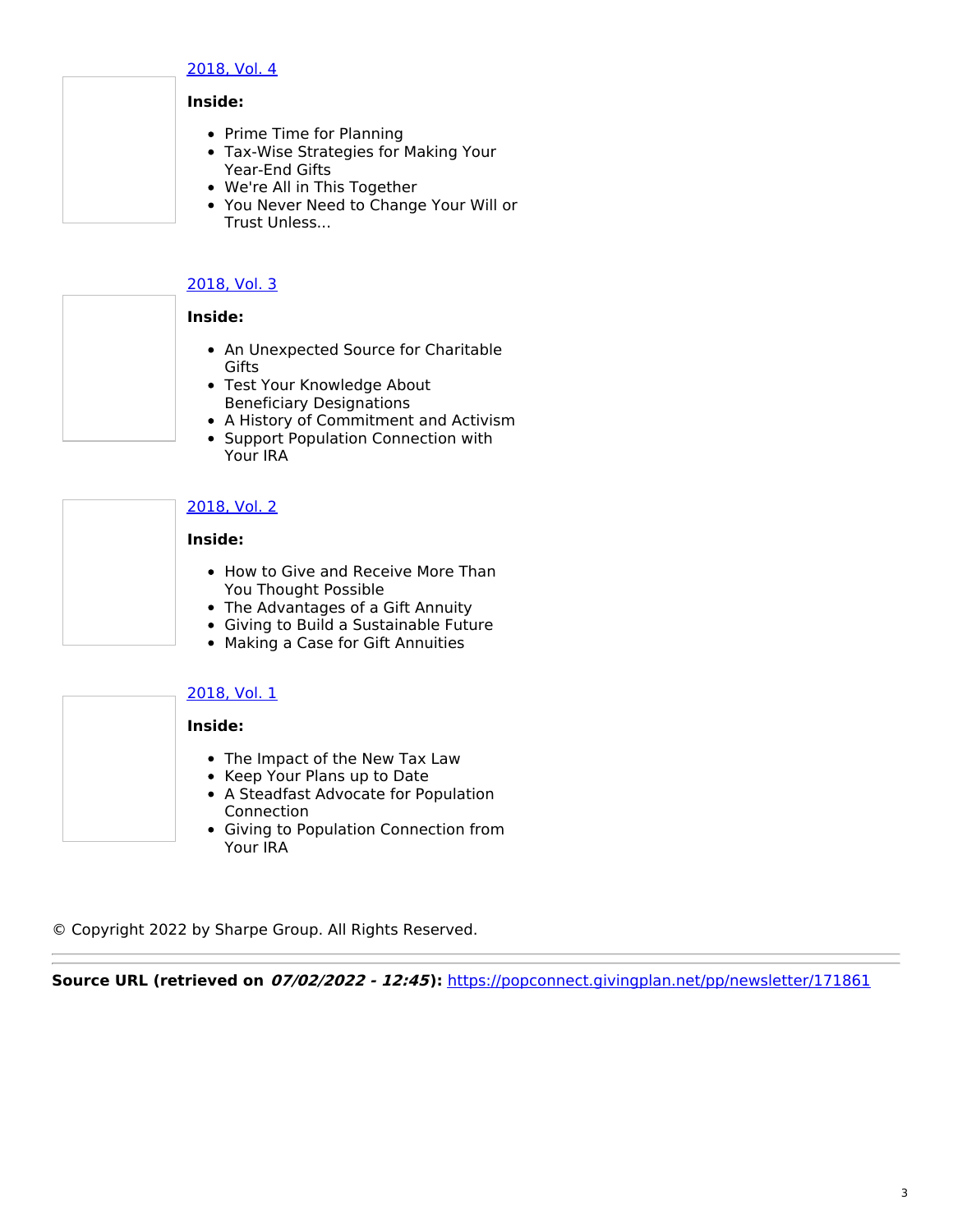[2018, Vol. 4]

**Inside:**

- Prime Time for Planning
- Tax-Wise Strategies for Making Your Year-End Gifts
- We're All in This Together
- You Never Need to Change Your Will or Trust Unless...

[2018, Vol. 3]

**Inside:**

- An Unexpected Source for Charitable Gifts
- Test Your Knowledge About Beneficiary Designations
- A History of Commitment and Activism
- Support Population Connection with Your IRA

[2018, Vol. 2]

**Inside:**

- How to Give and Receive More Than You Thought Possible
- The Advantages of a Gift Annuity
- Giving to Build a Sustainable Future
- Making a Case for Gift Annuities

[2018, Vol. 1]

**Inside:**

- The Impact of the New Tax Law
- Keep Your Plans up to Date
- A Steadfast Advocate for Population Connection
- Giving to Population Connection from Your IRA

© Copyright 2022 by Sharpe Group. All Rights Reserved.

---

**Source URL (retrieved on *07/02/2022 - 12:45*):** https://popconnect.givingplan.net/pp/newsletter/171861